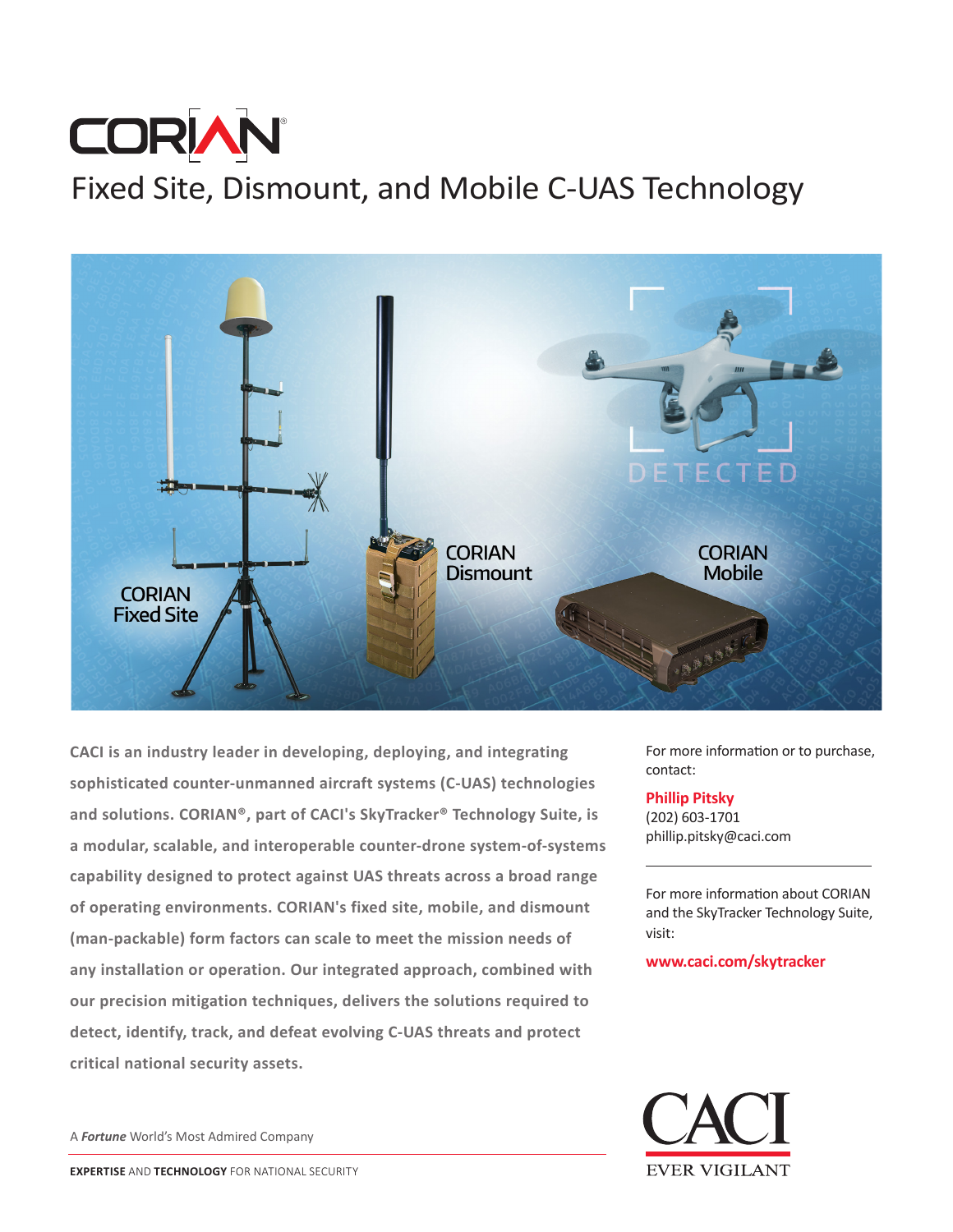# CORIAN®

## Fixed Site, Dismount, and Mobile C-UAS Technology

CORIAN Fixed Site

CORIAN Dismount

CORIAN Mobile

DETECTED

**CACI is an industry leader in developing, deploying, and integrating sophisticated counter-unmanned aircraft systems (C-UAS) technologies and solutions. CORIAN®, part of CACI's SkyTracker® Technology Suite, is a modular, scalable, and interoperable counter-drone system-of-systems capability designed to protect against UAS threats across a broad range of operating environments. CORIAN's fixed site, mobile, and dismount (man-packable) form factors can scale to meet the mission needs of any installation or operation. Our integrated approach, combined with our precision mitigation techniques, delivers the solutions required to detect, identify, track, and defeat evolving C-UAS threats and protect critical national security assets.**

For more information or to purchase, contact:

**Phillip Pitsky**
(202) 603-1701
phillip.pitsky@caci.com

---

For more information about CORIAN and the SkyTracker Technology Suite, visit:

**www.caci.com/skytracker**

A ***Fortune*** World's Most Admired Company

**EXPERTISE** AND **TECHNOLOGY** FOR NATIONAL SECURITY

CACI
EVER VIGILANT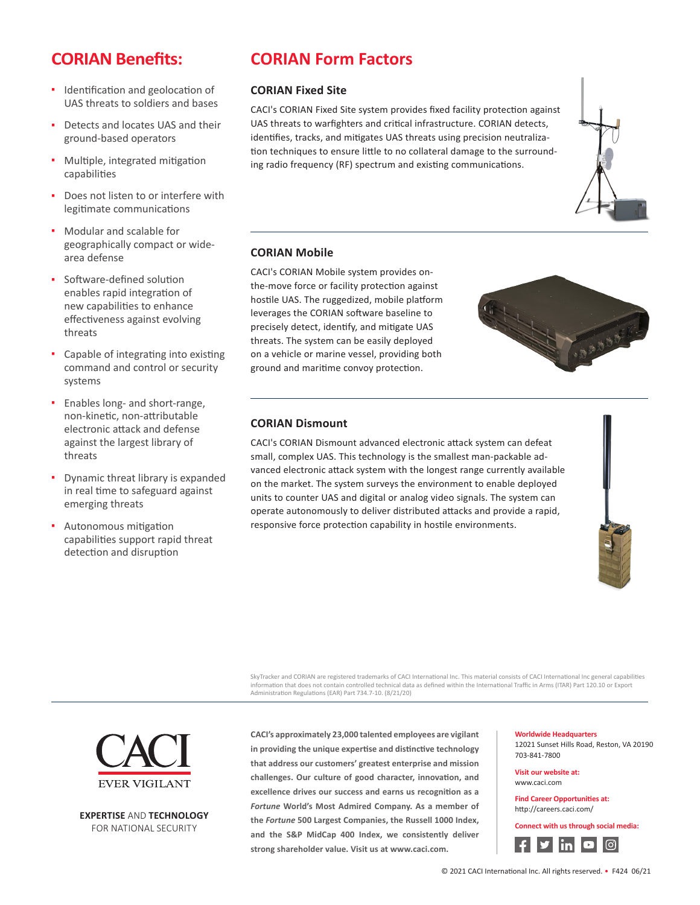## CORIAN Benefits:

- Identification and geolocation of UAS threats to soldiers and bases
- Detects and locates UAS and their ground-based operators
- Multiple, integrated mitigation capabilities
- Does not listen to or interfere with legitimate communications
- Modular and scalable for geographically compact or wide-area defense
- Software-defined solution enables rapid integration of new capabilities to enhance effectiveness against evolving threats
- Capable of integrating into existing command and control or security systems
- Enables long- and short-range, non-kinetic, non-attributable electronic attack and defense against the largest library of threats
- Dynamic threat library is expanded in real time to safeguard against emerging threats
- Autonomous mitigation capabilities support rapid threat detection and disruption

## CORIAN Form Factors

### CORIAN Fixed Site

CACI's CORIAN Fixed Site system provides fixed facility protection against UAS threats to warfighters and critical infrastructure. CORIAN detects, identifies, tracks, and mitigates UAS threats using precision neutralization techniques to ensure little to no collateral damage to the surrounding radio frequency (RF) spectrum and existing communications.

### CORIAN Mobile

CACI's CORIAN Mobile system provides on-the-move force or facility protection against hostile UAS. The ruggedized, mobile platform leverages the CORIAN software baseline to precisely detect, identify, and mitigate UAS threats. The system can be easily deployed on a vehicle or marine vessel, providing both ground and maritime convoy protection.

### CORIAN Dismount

CACI's CORIAN Dismount advanced electronic attack system can defeat small, complex UAS. This technology is the smallest man-packable advanced electronic attack system with the longest range currently available on the market. The system surveys the environment to enable deployed units to counter UAS and digital or analog video signals. The system can operate autonomously to deliver distributed attacks and provide a rapid, responsive force protection capability in hostile environments.

SkyTracker and CORIAN are registered trademarks of CACI International Inc. This material consists of CACI International Inc general capabilities information that does not contain controlled technical data as defined within the International Traffic in Arms (ITAR) Part 120.10 or Export Administration Regulations (EAR) Part 734.7-10. (8/21/20)

CACI

EVER VIGILANT

**EXPERTISE** AND **TECHNOLOGY** FOR NATIONAL SECURITY

**CACI's approximately 23,000 talented employees are vigilant in providing the unique expertise and distinctive technology that address our customers' greatest enterprise and mission challenges. Our culture of good character, innovation, and excellence drives our success and earns us recognition as a *Fortune* World's Most Admired Company. As a member of the *Fortune* 500 Largest Companies, the Russell 1000 Index, and the S&P MidCap 400 Index, we consistently deliver strong shareholder value. Visit us at www.caci.com.**

**Worldwide Headquarters**
12021 Sunset Hills Road, Reston, VA 20190
703-841-7800

**Visit our website at:**
www.caci.com

**Find Career Opportunities at:**
http://careers.caci.com/

**Connect with us through social media:**

© 2021 CACI International Inc. All rights reserved. • F424 06/21